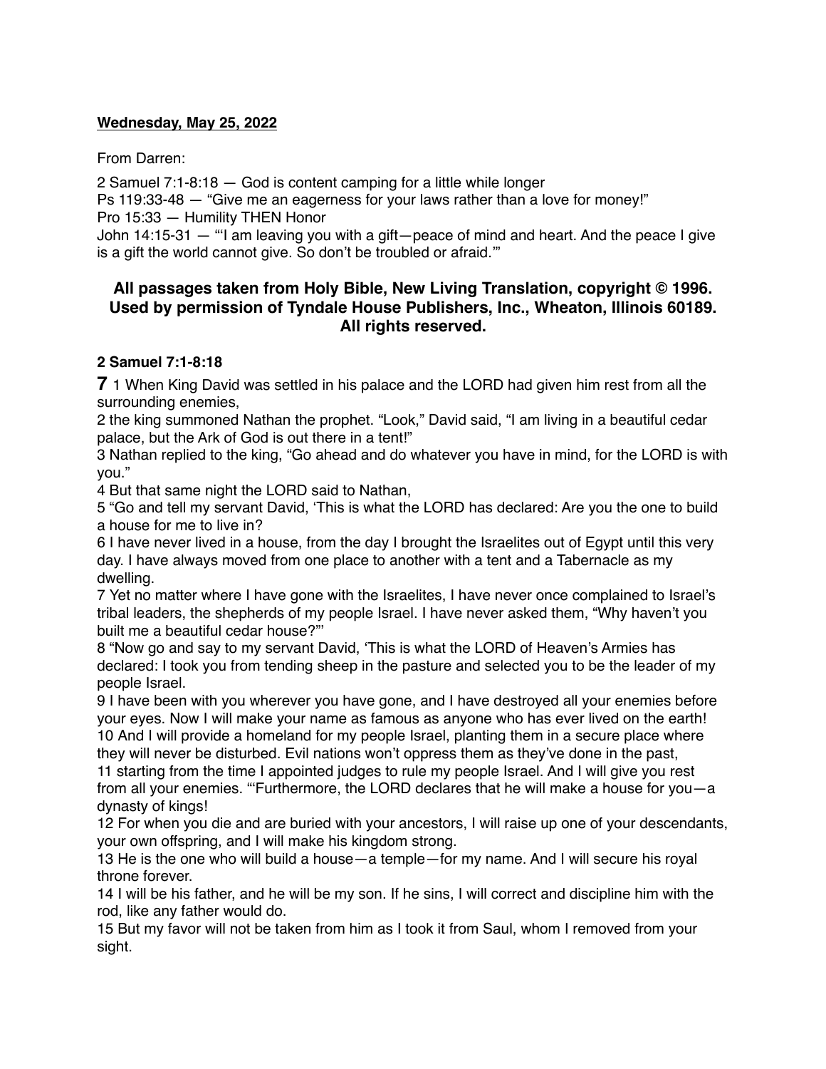**Wednesday, May 25, 2022**

From Darren:

2 Samuel 7:1-8:18 — God is content camping for a little while longer
Ps 119:33-48 — "Give me an eagerness for your laws rather than a love for money!"
Pro 15:33 — Humility THEN Honor
John 14:15-31 — "'I am leaving you with a gift—peace of mind and heart. And the peace I give is a gift the world cannot give. So don't be troubled or afraid.'"

### All passages taken from Holy Bible, New Living Translation, copyright © 1996. Used by permission of Tyndale House Publishers, Inc., Wheaton, Illinois 60189. All rights reserved.

**2 Samuel 7:1-8:18**

**7** 1 When King David was settled in his palace and the LORD had given him rest from all the surrounding enemies,
2 the king summoned Nathan the prophet. "Look," David said, "I am living in a beautiful cedar palace, but the Ark of God is out there in a tent!"
3 Nathan replied to the king, "Go ahead and do whatever you have in mind, for the LORD is with you."
4 But that same night the LORD said to Nathan,
5 "Go and tell my servant David, 'This is what the LORD has declared: Are you the one to build a house for me to live in?
6 I have never lived in a house, from the day I brought the Israelites out of Egypt until this very day. I have always moved from one place to another with a tent and a Tabernacle as my dwelling.
7 Yet no matter where I have gone with the Israelites, I have never once complained to Israel's tribal leaders, the shepherds of my people Israel. I have never asked them, "Why haven't you built me a beautiful cedar house?"'
8 "Now go and say to my servant David, 'This is what the LORD of Heaven's Armies has declared: I took you from tending sheep in the pasture and selected you to be the leader of my people Israel.
9 I have been with you wherever you have gone, and I have destroyed all your enemies before your eyes. Now I will make your name as famous as anyone who has ever lived on the earth!
10 And I will provide a homeland for my people Israel, planting them in a secure place where they will never be disturbed. Evil nations won't oppress them as they've done in the past,
11 starting from the time I appointed judges to rule my people Israel. And I will give you rest from all your enemies. "'Furthermore, the LORD declares that he will make a house for you—a dynasty of kings!
12 For when you die and are buried with your ancestors, I will raise up one of your descendants, your own offspring, and I will make his kingdom strong.
13 He is the one who will build a house—a temple—for my name. And I will secure his royal throne forever.
14 I will be his father, and he will be my son. If he sins, I will correct and discipline him with the rod, like any father would do.
15 But my favor will not be taken from him as I took it from Saul, whom I removed from your sight.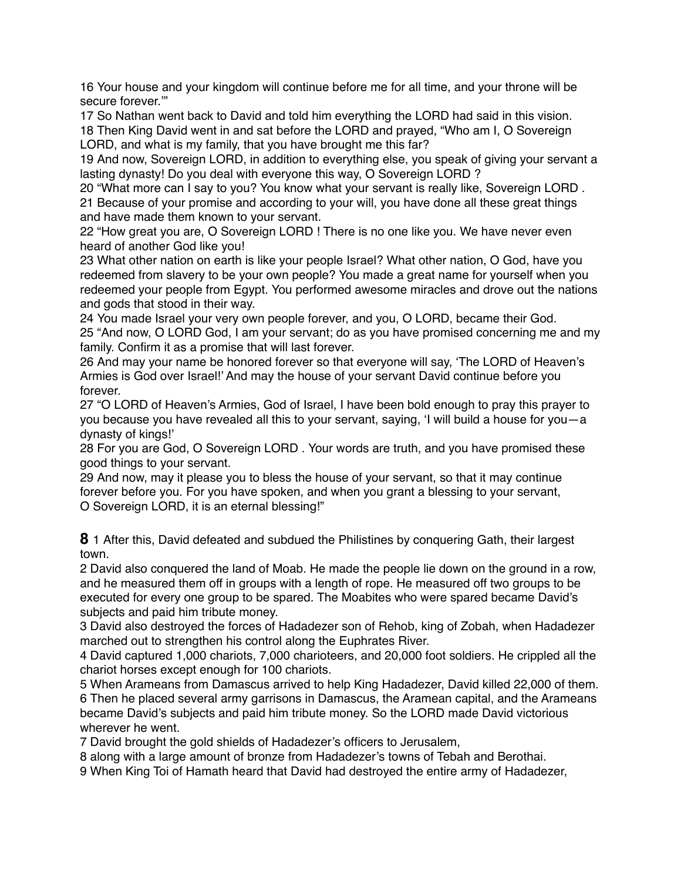16 Your house and your kingdom will continue before me for all time, and your throne will be secure forever.'"

17 So Nathan went back to David and told him everything the LORD had said in this vision.

18 Then King David went in and sat before the LORD and prayed, "Who am I, O Sovereign LORD, and what is my family, that you have brought me this far?

19 And now, Sovereign LORD, in addition to everything else, you speak of giving your servant a lasting dynasty! Do you deal with everyone this way, O Sovereign LORD ?

20 "What more can I say to you? You know what your servant is really like, Sovereign LORD .

21 Because of your promise and according to your will, you have done all these great things and have made them known to your servant.

22 "How great you are, O Sovereign LORD ! There is no one like you. We have never even heard of another God like you!

23 What other nation on earth is like your people Israel? What other nation, O God, have you redeemed from slavery to be your own people? You made a great name for yourself when you redeemed your people from Egypt. You performed awesome miracles and drove out the nations and gods that stood in their way.

24 You made Israel your very own people forever, and you, O LORD, became their God.

25 "And now, O LORD God, I am your servant; do as you have promised concerning me and my family. Confirm it as a promise that will last forever.

26 And may your name be honored forever so that everyone will say, 'The LORD of Heaven's Armies is God over Israel!' And may the house of your servant David continue before you forever.

27 "O LORD of Heaven's Armies, God of Israel, I have been bold enough to pray this prayer to you because you have revealed all this to your servant, saying, 'I will build a house for you—a dynasty of kings!'

28 For you are God, O Sovereign LORD . Your words are truth, and you have promised these good things to your servant.

29 And now, may it please you to bless the house of your servant, so that it may continue forever before you. For you have spoken, and when you grant a blessing to your servant, O Sovereign LORD, it is an eternal blessing!"

**8** 1 After this, David defeated and subdued the Philistines by conquering Gath, their largest town.

2 David also conquered the land of Moab. He made the people lie down on the ground in a row, and he measured them off in groups with a length of rope. He measured off two groups to be executed for every one group to be spared. The Moabites who were spared became David's subjects and paid him tribute money.

3 David also destroyed the forces of Hadadezer son of Rehob, king of Zobah, when Hadadezer marched out to strengthen his control along the Euphrates River.

4 David captured 1,000 chariots, 7,000 charioteers, and 20,000 foot soldiers. He crippled all the chariot horses except enough for 100 chariots.

5 When Arameans from Damascus arrived to help King Hadadezer, David killed 22,000 of them.

6 Then he placed several army garrisons in Damascus, the Aramean capital, and the Arameans became David's subjects and paid him tribute money. So the LORD made David victorious wherever he went.

7 David brought the gold shields of Hadadezer's officers to Jerusalem,

8 along with a large amount of bronze from Hadadezer's towns of Tebah and Berothai.

9 When King Toi of Hamath heard that David had destroyed the entire army of Hadadezer,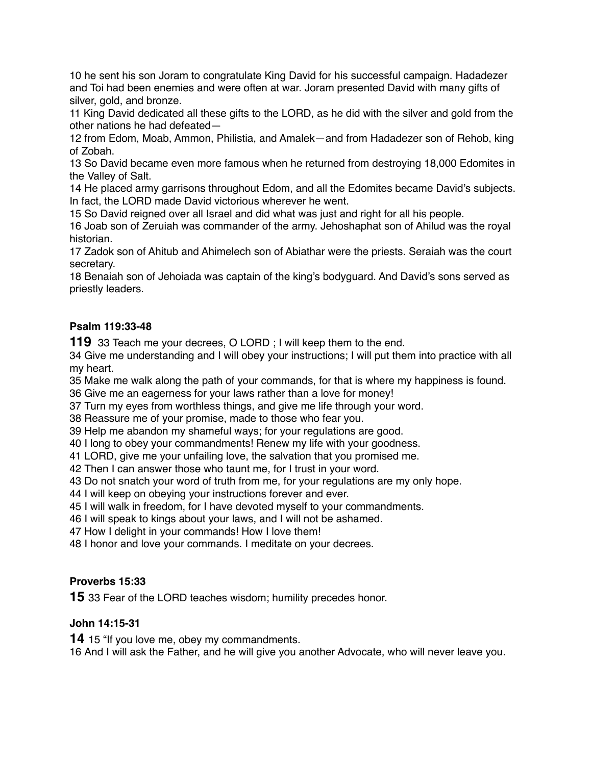10 he sent his son Joram to congratulate King David for his successful campaign. Hadadezer and Toi had been enemies and were often at war. Joram presented David with many gifts of silver, gold, and bronze.

11 King David dedicated all these gifts to the LORD, as he did with the silver and gold from the other nations he had defeated—

12 from Edom, Moab, Ammon, Philistia, and Amalek—and from Hadadezer son of Rehob, king of Zobah.

13 So David became even more famous when he returned from destroying 18,000 Edomites in the Valley of Salt.

14 He placed army garrisons throughout Edom, and all the Edomites became David's subjects. In fact, the LORD made David victorious wherever he went.

15 So David reigned over all Israel and did what was just and right for all his people.

16 Joab son of Zeruiah was commander of the army. Jehoshaphat son of Ahilud was the royal historian.

17 Zadok son of Ahitub and Ahimelech son of Abiathar were the priests. Seraiah was the court secretary.

18 Benaiah son of Jehoiada was captain of the king's bodyguard. And David's sons served as priestly leaders.

### Psalm 119:33-48

**119** 33 Teach me your decrees, O LORD ; I will keep them to the end.

34 Give me understanding and I will obey your instructions; I will put them into practice with all my heart.

35 Make me walk along the path of your commands, for that is where my happiness is found.

36 Give me an eagerness for your laws rather than a love for money!

37 Turn my eyes from worthless things, and give me life through your word.

38 Reassure me of your promise, made to those who fear you.

39 Help me abandon my shameful ways; for your regulations are good.

40 I long to obey your commandments! Renew my life with your goodness.

41 LORD, give me your unfailing love, the salvation that you promised me.

42 Then I can answer those who taunt me, for I trust in your word.

43 Do not snatch your word of truth from me, for your regulations are my only hope.

44 I will keep on obeying your instructions forever and ever.

45 I will walk in freedom, for I have devoted myself to your commandments.

46 I will speak to kings about your laws, and I will not be ashamed.

47 How I delight in your commands! How I love them!

48 I honor and love your commands. I meditate on your decrees.

### Proverbs 15:33

**15** 33 Fear of the LORD teaches wisdom; humility precedes honor.

### John 14:15-31

**14** 15 "If you love me, obey my commandments.

16 And I will ask the Father, and he will give you another Advocate, who will never leave you.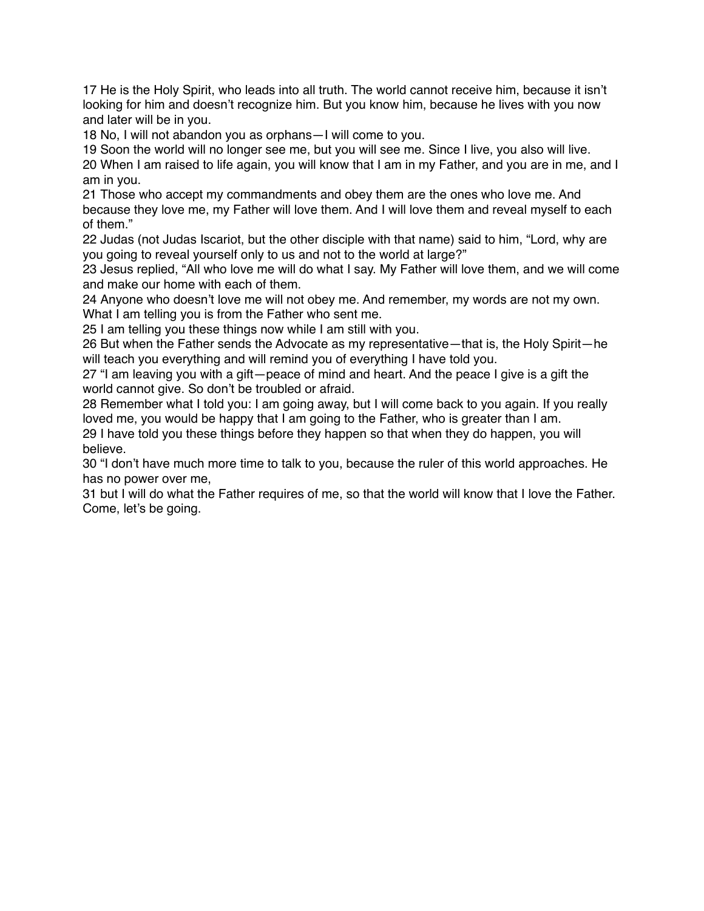17 He is the Holy Spirit, who leads into all truth. The world cannot receive him, because it isn't looking for him and doesn't recognize him. But you know him, because he lives with you now and later will be in you.

18 No, I will not abandon you as orphans—I will come to you.

19 Soon the world will no longer see me, but you will see me. Since I live, you also will live.

20 When I am raised to life again, you will know that I am in my Father, and you are in me, and I am in you.

21 Those who accept my commandments and obey them are the ones who love me. And because they love me, my Father will love them. And I will love them and reveal myself to each of them."

22 Judas (not Judas Iscariot, but the other disciple with that name) said to him, "Lord, why are you going to reveal yourself only to us and not to the world at large?"

23 Jesus replied, "All who love me will do what I say. My Father will love them, and we will come and make our home with each of them.

24 Anyone who doesn't love me will not obey me. And remember, my words are not my own. What I am telling you is from the Father who sent me.

25 I am telling you these things now while I am still with you.

26 But when the Father sends the Advocate as my representative—that is, the Holy Spirit—he will teach you everything and will remind you of everything I have told you.

27 "I am leaving you with a gift—peace of mind and heart. And the peace I give is a gift the world cannot give. So don't be troubled or afraid.

28 Remember what I told you: I am going away, but I will come back to you again. If you really loved me, you would be happy that I am going to the Father, who is greater than I am.

29 I have told you these things before they happen so that when they do happen, you will believe.

30 "I don't have much more time to talk to you, because the ruler of this world approaches. He has no power over me,

31 but I will do what the Father requires of me, so that the world will know that I love the Father. Come, let's be going.